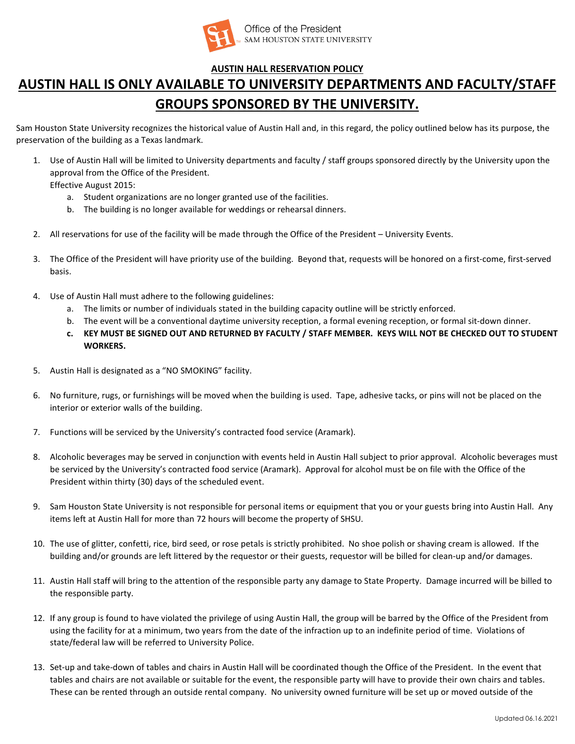Office of the President
SAM HOUSTON STATE UNIVERSITY

## AUSTIN HALL RESERVATION POLICY

# AUSTIN HALL IS ONLY AVAILABLE TO UNIVERSITY DEPARTMENTS AND FACULTY/STAFF GROUPS SPONSORED BY THE UNIVERSITY.

Sam Houston State University recognizes the historical value of Austin Hall and, in this regard, the policy outlined below has its purpose, the preservation of the building as a Texas landmark.

1. Use of Austin Hall will be limited to University departments and faculty / staff groups sponsored directly by the University upon the approval from the Office of the President.
   Effective August 2015:
   a. Student organizations are no longer granted use of the facilities.
   b. The building is no longer available for weddings or rehearsal dinners.

2. All reservations for use of the facility will be made through the Office of the President – University Events.

3. The Office of the President will have priority use of the building. Beyond that, requests will be honored on a first-come, first-served basis.

4. Use of Austin Hall must adhere to the following guidelines:
   a. The limits or number of individuals stated in the building capacity outline will be strictly enforced.
   b. The event will be a conventional daytime university reception, a formal evening reception, or formal sit-down dinner.
   **c. KEY MUST BE SIGNED OUT AND RETURNED BY FACULTY / STAFF MEMBER. KEYS WILL NOT BE CHECKED OUT TO STUDENT WORKERS.**

5. Austin Hall is designated as a "NO SMOKING" facility.

6. No furniture, rugs, or furnishings will be moved when the building is used. Tape, adhesive tacks, or pins will not be placed on the interior or exterior walls of the building.

7. Functions will be serviced by the University's contracted food service (Aramark).

8. Alcoholic beverages may be served in conjunction with events held in Austin Hall subject to prior approval. Alcoholic beverages must be serviced by the University's contracted food service (Aramark). Approval for alcohol must be on file with the Office of the President within thirty (30) days of the scheduled event.

9. Sam Houston State University is not responsible for personal items or equipment that you or your guests bring into Austin Hall. Any items left at Austin Hall for more than 72 hours will become the property of SHSU.

10. The use of glitter, confetti, rice, bird seed, or rose petals is strictly prohibited. No shoe polish or shaving cream is allowed. If the building and/or grounds are left littered by the requestor or their guests, requestor will be billed for clean-up and/or damages.

11. Austin Hall staff will bring to the attention of the responsible party any damage to State Property. Damage incurred will be billed to the responsible party.

12. If any group is found to have violated the privilege of using Austin Hall, the group will be barred by the Office of the President from using the facility for at a minimum, two years from the date of the infraction up to an indefinite period of time. Violations of state/federal law will be referred to University Police.

13. Set-up and take-down of tables and chairs in Austin Hall will be coordinated though the Office of the President. In the event that tables and chairs are not available or suitable for the event, the responsible party will have to provide their own chairs and tables. These can be rented through an outside rental company. No university owned furniture will be set up or moved outside of the

Updated 06.16.2021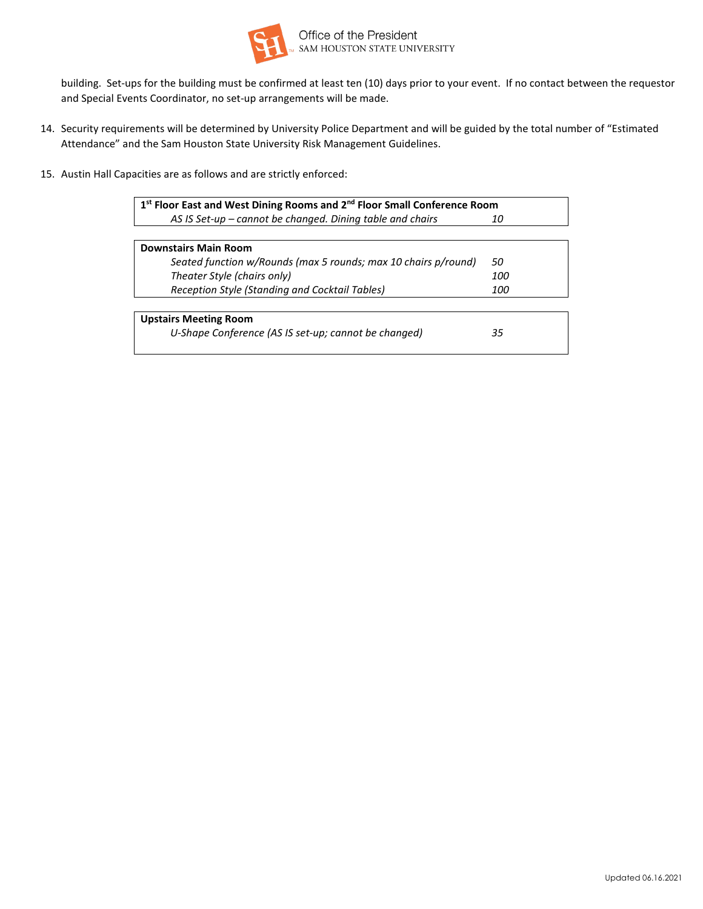building. Set-ups for the building must be confirmed at least ten (10) days prior to your event. If no contact between the requestor and Special Events Coordinator, no set-up arrangements will be made.

14. Security requirements will be determined by University Police Department and will be guided by the total number of "Estimated Attendance" and the Sam Houston State University Risk Management Guidelines.

15. Austin Hall Capacities are as follows and are strictly enforced:

| 1st Floor East and West Dining Rooms and 2nd Floor Small Conference Room | |
|---|---|
| *AS IS Set-up – cannot be changed. Dining table and chairs* | *10* |

| Downstairs Main Room | |
|---|---|
| *Seated function w/Rounds (max 5 rounds; max 10 chairs p/round)* | *50* |
| *Theater Style (chairs only)* | *100* |
| *Reception Style (Standing and Cocktail Tables)* | *100* |

| Upstairs Meeting Room | |
|---|---|
| *U-Shape Conference (AS IS set-up; cannot be changed)* | *35* |

Updated 06.16.2021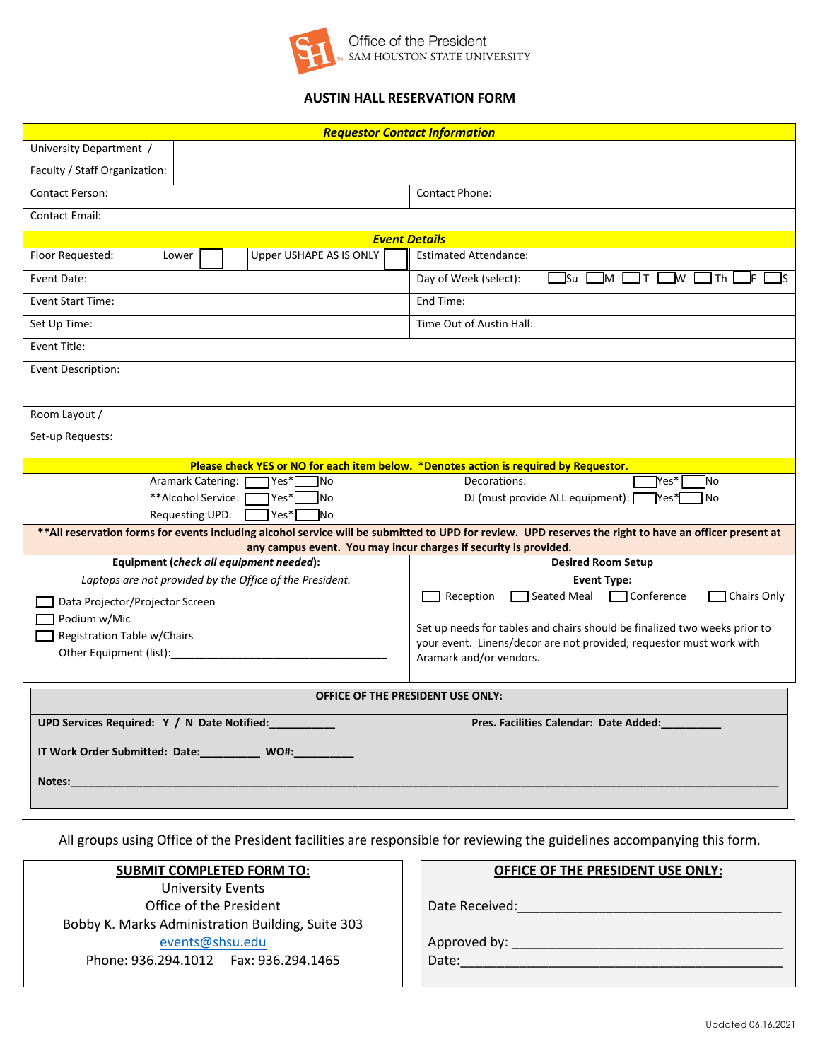Office of the President
SAM HOUSTON STATE UNIVERSITY

# AUSTIN HALL RESERVATION FORM

| **Requestor Contact Information** | | | |
|---|---|---|---|
| University Department / Faculty / Staff Organization: | | | |
| Contact Person: | | Contact Phone: | |
| Contact Email: | | | |

| **Event Details** | | | |
|---|---|---|---|
| Floor Requested: | Lower ☐ Upper USHAPE AS IS ONLY ☐ | Estimated Attendance: | |
| Event Date: | | Day of Week (select): | ☐Su ☐M ☐T ☐W ☐Th ☐F ☐S |
| Event Start Time: | | End Time: | |
| Set Up Time: | | Time Out of Austin Hall: | |
| Event Title: | | | |
| Event Description: | | | |
| Room Layout / Set-up Requests: | | | |

**Please check YES or NO for each item below. \*Denotes action is required by Requestor.**

| | |
|---|---|
| Aramark Catering: ☐Yes\* ☐No | Decorations: ☐Yes\* ☐No |
| \*\*Alcohol Service: ☐Yes\* ☐No | DJ (must provide ALL equipment): ☐Yes\* ☐No |
| Requesting UPD: ☐Yes\* ☐No | |

**\*\*All reservation forms for events including alcohol service will be submitted to UPD for review. UPD reserves the right to have an officer present at any campus event. You may incur charges if security is provided.**

**Equipment (*check all equipment needed*):**

*Laptops are not provided by the Office of the President.*

- ☐ Data Projector/Projector Screen
- ☐ Podium w/Mic
- ☐ Registration Table w/Chairs
- Other Equipment (list):___________________________________

**Desired Room Setup**

**Event Type:**

☐ Reception ☐ Seated Meal ☐ Conference ☐ Chairs Only

Set up needs for tables and chairs should be finalized two weeks prior to your event. Linens/decor are not provided; requestor must work with Aramark and/or vendors.

**OFFICE OF THE PRESIDENT USE ONLY:**

**UPD Services Required: Y / N Date Notified:___________** **Pres. Facilities Calendar: Date Added:__________**

**IT Work Order Submitted: Date:__________ WO#:__________**

**Notes:_______________________________________________________________________________________________**

All groups using Office of the President facilities are responsible for reviewing the guidelines accompanying this form.

**SUBMIT COMPLETED FORM TO:**
University Events
Office of the President
Bobby K. Marks Administration Building, Suite 303
events@shsu.edu
Phone: 936.294.1012 Fax: 936.294.1465

**OFFICE OF THE PRESIDENT USE ONLY:**

Date Received:____________________________________

Approved by: ____________________________________
Date:_________________________________________

Updated 06.16.2021